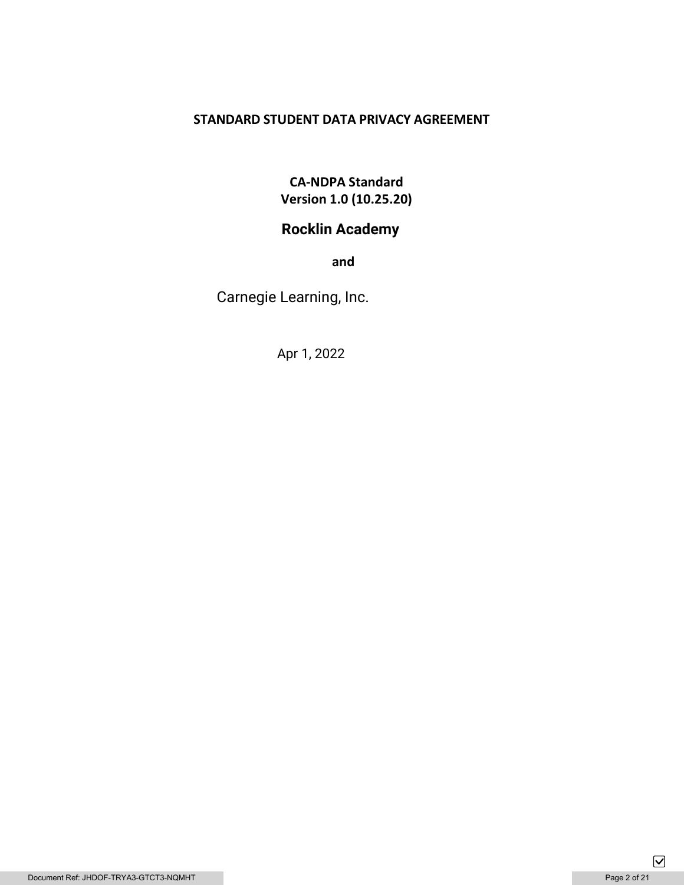# STANDARD STUDENT DATA PRIVACY AGREEMENT

**CA-NDPA Standard**
**Version 1.0 (10.25.20)**

**Rocklin Academy**

**and**

Carnegie Learning, Inc.

Apr 1, 2022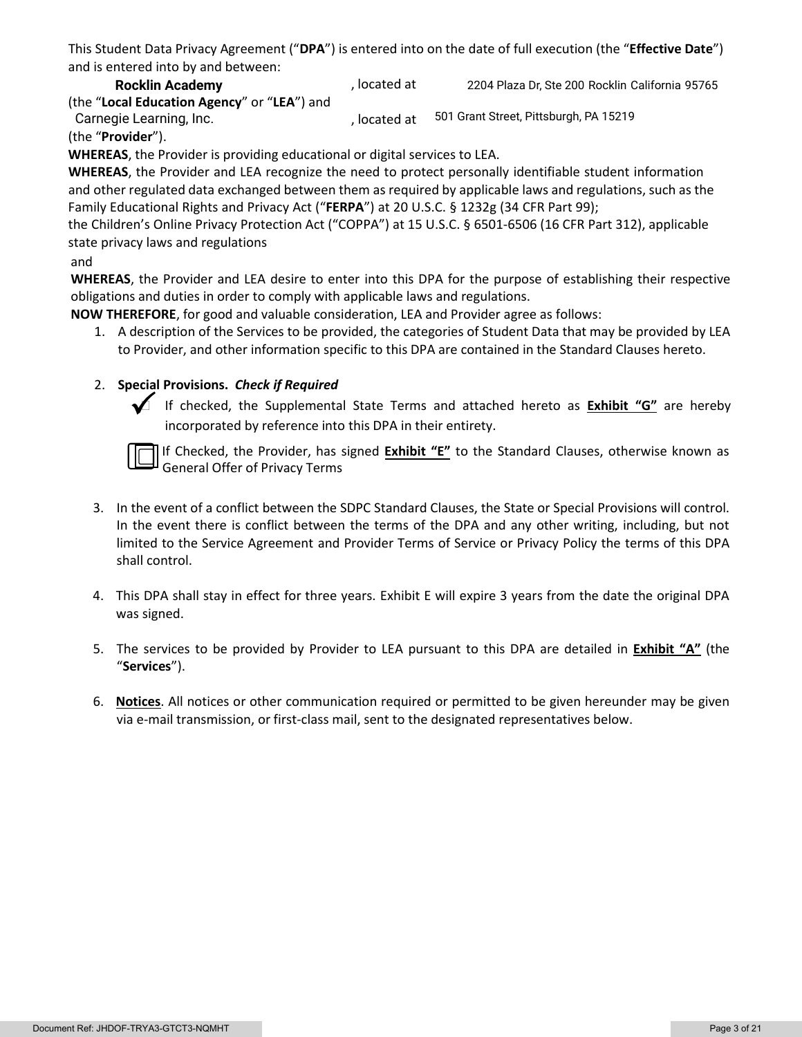This Student Data Privacy Agreement ("**DPA**") is entered into on the date of full execution (the "**Effective Date**") and is entered into by and between:

**Rocklin Academy**, located at 2204 Plaza Dr, Ste 200 Rocklin California 95765 (the "**Local Education Agency**" or "**LEA**") and Carnegie Learning, Inc., located at 501 Grant Street, Pittsburgh, PA 15219 (the "**Provider**").

**WHEREAS**, the Provider is providing educational or digital services to LEA.

**WHEREAS**, the Provider and LEA recognize the need to protect personally identifiable student information and other regulated data exchanged between them as required by applicable laws and regulations, such as the Family Educational Rights and Privacy Act ("**FERPA**") at 20 U.S.C. § 1232g (34 CFR Part 99); the Children's Online Privacy Protection Act ("COPPA") at 15 U.S.C. § 6501-6506 (16 CFR Part 312), applicable state privacy laws and regulations and

**WHEREAS**, the Provider and LEA desire to enter into this DPA for the purpose of establishing their respective obligations and duties in order to comply with applicable laws and regulations.

**NOW THEREFORE**, for good and valuable consideration, LEA and Provider agree as follows:

1. A description of the Services to be provided, the categories of Student Data that may be provided by LEA to Provider, and other information specific to this DPA are contained in the Standard Clauses hereto.

2. **Special Provisions.** ***Check if Required***

   ✓ If checked, the Supplemental State Terms and attached hereto as **Exhibit "G"** are hereby incorporated by reference into this DPA in their entirety.

   ☐ If Checked, the Provider, has signed **Exhibit "E"** to the Standard Clauses, otherwise known as General Offer of Privacy Terms

3. In the event of a conflict between the SDPC Standard Clauses, the State or Special Provisions will control. In the event there is conflict between the terms of the DPA and any other writing, including, but not limited to the Service Agreement and Provider Terms of Service or Privacy Policy the terms of this DPA shall control.

4. This DPA shall stay in effect for three years. Exhibit E will expire 3 years from the date the original DPA was signed.

5. The services to be provided by Provider to LEA pursuant to this DPA are detailed in **Exhibit "A"** (the "**Services**").

6. **Notices**. All notices or other communication required or permitted to be given hereunder may be given via e-mail transmission, or first-class mail, sent to the designated representatives below.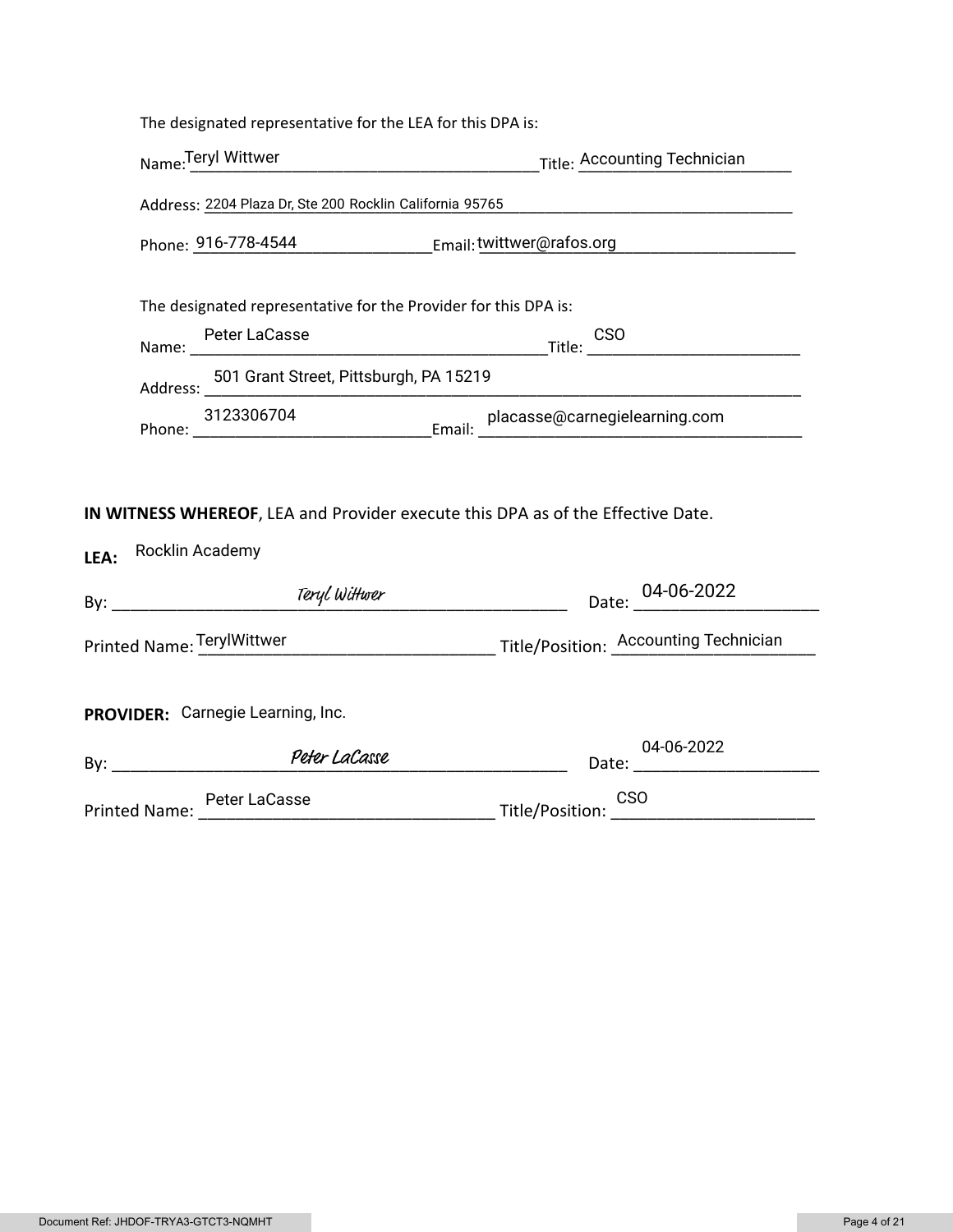The designated representative for the LEA for this DPA is:

Name: Teryl Wittwer Title: Accounting Technician

Address: 2204 Plaza Dr, Ste 200 Rocklin California 95765

Phone: 916-778-4544 Email: twittwer@rafos.org

The designated representative for the Provider for this DPA is:

Name: Peter LaCasse Title: CSO

Address: 501 Grant Street, Pittsburgh, PA 15219

Phone: 3123306704 Email: placasse@carnegielearning.com

**IN WITNESS WHEREOF**, LEA and Provider execute this DPA as of the Effective Date.

**LEA:** Rocklin Academy

By: *Teryl Wittwer* Date: 04-06-2022

Printed Name: TerylWittwer Title/Position: Accounting Technician

**PROVIDER:** Carnegie Learning, Inc.

By: *Peter LaCasse* Date: 04-06-2022

Printed Name: Peter LaCasse Title/Position: CSO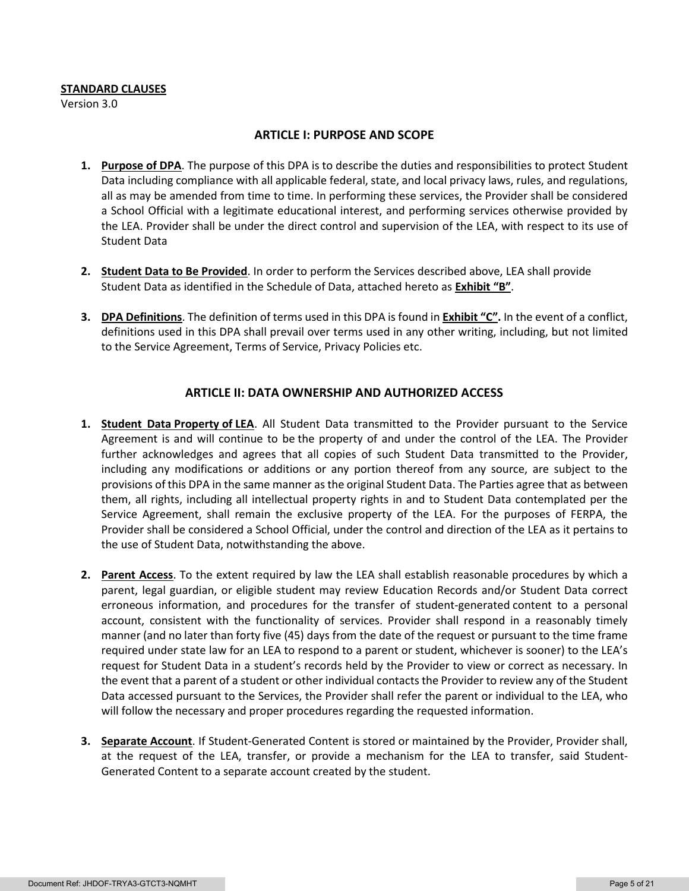**STANDARD CLAUSES**
Version 3.0

## ARTICLE I: PURPOSE AND SCOPE

1. **Purpose of DPA**. The purpose of this DPA is to describe the duties and responsibilities to protect Student Data including compliance with all applicable federal, state, and local privacy laws, rules, and regulations, all as may be amended from time to time. In performing these services, the Provider shall be considered a School Official with a legitimate educational interest, and performing services otherwise provided by the LEA. Provider shall be under the direct control and supervision of the LEA, with respect to its use of Student Data

2. **Student Data to Be Provided**. In order to perform the Services described above, LEA shall provide Student Data as identified in the Schedule of Data, attached hereto as **Exhibit "B"**.

3. **DPA Definitions**. The definition of terms used in this DPA is found in **Exhibit "C".** In the event of a conflict, definitions used in this DPA shall prevail over terms used in any other writing, including, but not limited to the Service Agreement, Terms of Service, Privacy Policies etc.

## ARTICLE II: DATA OWNERSHIP AND AUTHORIZED ACCESS

1. **Student Data Property of LEA**. All Student Data transmitted to the Provider pursuant to the Service Agreement is and will continue to be the property of and under the control of the LEA. The Provider further acknowledges and agrees that all copies of such Student Data transmitted to the Provider, including any modifications or additions or any portion thereof from any source, are subject to the provisions of this DPA in the same manner as the original Student Data. The Parties agree that as between them, all rights, including all intellectual property rights in and to Student Data contemplated per the Service Agreement, shall remain the exclusive property of the LEA. For the purposes of FERPA, the Provider shall be considered a School Official, under the control and direction of the LEA as it pertains to the use of Student Data, notwithstanding the above.

2. **Parent Access**. To the extent required by law the LEA shall establish reasonable procedures by which a parent, legal guardian, or eligible student may review Education Records and/or Student Data correct erroneous information, and procedures for the transfer of student-generated content to a personal account, consistent with the functionality of services. Provider shall respond in a reasonably timely manner (and no later than forty five (45) days from the date of the request or pursuant to the time frame required under state law for an LEA to respond to a parent or student, whichever is sooner) to the LEA's request for Student Data in a student's records held by the Provider to view or correct as necessary. In the event that a parent of a student or other individual contacts the Provider to review any of the Student Data accessed pursuant to the Services, the Provider shall refer the parent or individual to the LEA, who will follow the necessary and proper procedures regarding the requested information.

3. **Separate Account**. If Student-Generated Content is stored or maintained by the Provider, Provider shall, at the request of the LEA, transfer, or provide a mechanism for the LEA to transfer, said Student-Generated Content to a separate account created by the student.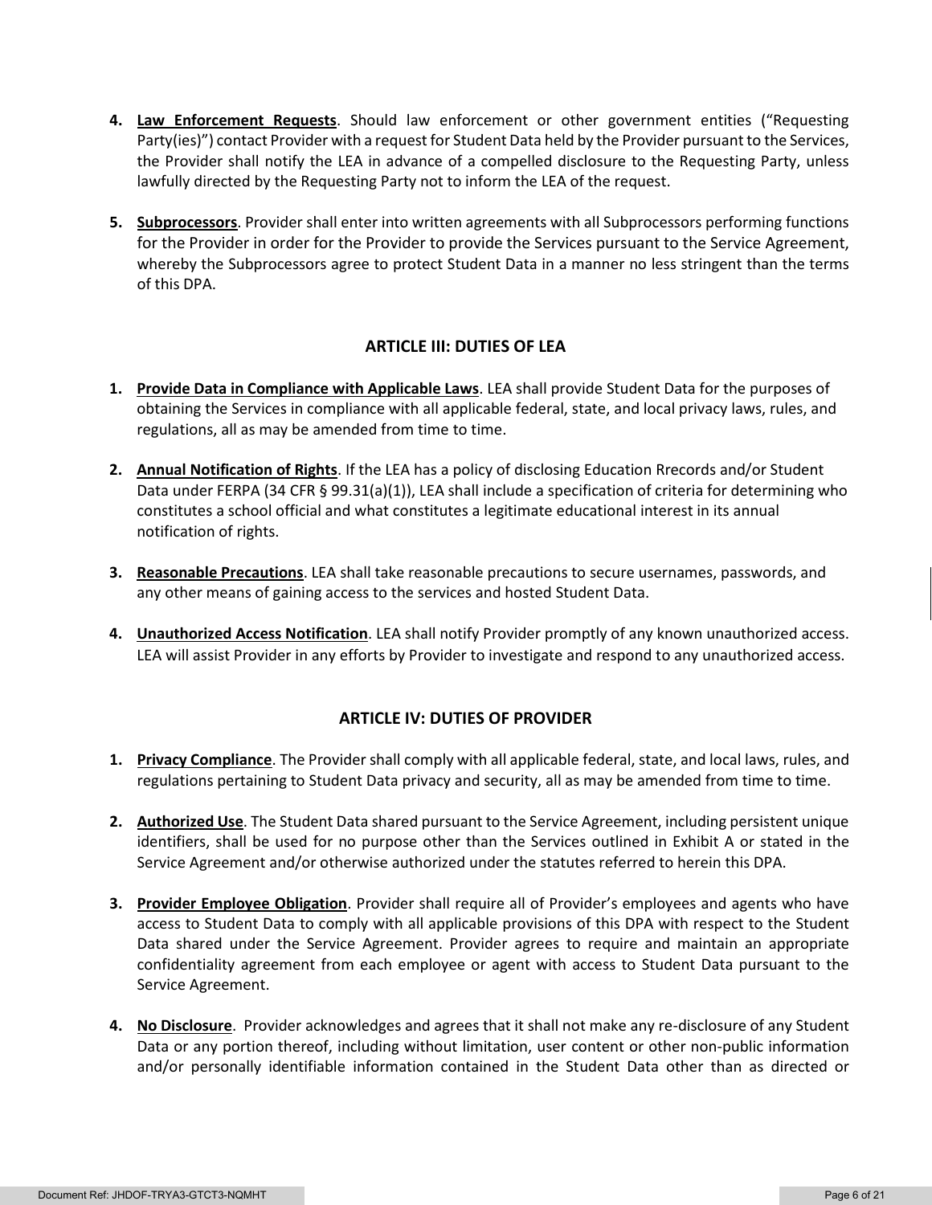4. **Law Enforcement Requests**. Should law enforcement or other government entities ("Requesting Party(ies)") contact Provider with a request for Student Data held by the Provider pursuant to the Services, the Provider shall notify the LEA in advance of a compelled disclosure to the Requesting Party, unless lawfully directed by the Requesting Party not to inform the LEA of the request.

5. **Subprocessors**. Provider shall enter into written agreements with all Subprocessors performing functions for the Provider in order for the Provider to provide the Services pursuant to the Service Agreement, whereby the Subprocessors agree to protect Student Data in a manner no less stringent than the terms of this DPA.

## ARTICLE III: DUTIES OF LEA

1. **Provide Data in Compliance with Applicable Laws**. LEA shall provide Student Data for the purposes of obtaining the Services in compliance with all applicable federal, state, and local privacy laws, rules, and regulations, all as may be amended from time to time.

2. **Annual Notification of Rights**. If the LEA has a policy of disclosing Education Rrecords and/or Student Data under FERPA (34 CFR § 99.31(a)(1)), LEA shall include a specification of criteria for determining who constitutes a school official and what constitutes a legitimate educational interest in its annual notification of rights.

3. **Reasonable Precautions**. LEA shall take reasonable precautions to secure usernames, passwords, and any other means of gaining access to the services and hosted Student Data.

4. **Unauthorized Access Notification**. LEA shall notify Provider promptly of any known unauthorized access. LEA will assist Provider in any efforts by Provider to investigate and respond to any unauthorized access.

## ARTICLE IV: DUTIES OF PROVIDER

1. **Privacy Compliance**. The Provider shall comply with all applicable federal, state, and local laws, rules, and regulations pertaining to Student Data privacy and security, all as may be amended from time to time.

2. **Authorized Use**. The Student Data shared pursuant to the Service Agreement, including persistent unique identifiers, shall be used for no purpose other than the Services outlined in Exhibit A or stated in the Service Agreement and/or otherwise authorized under the statutes referred to herein this DPA.

3. **Provider Employee Obligation**. Provider shall require all of Provider's employees and agents who have access to Student Data to comply with all applicable provisions of this DPA with respect to the Student Data shared under the Service Agreement. Provider agrees to require and maintain an appropriate confidentiality agreement from each employee or agent with access to Student Data pursuant to the Service Agreement.

4. **No Disclosure**. Provider acknowledges and agrees that it shall not make any re-disclosure of any Student Data or any portion thereof, including without limitation, user content or other non-public information and/or personally identifiable information contained in the Student Data other than as directed or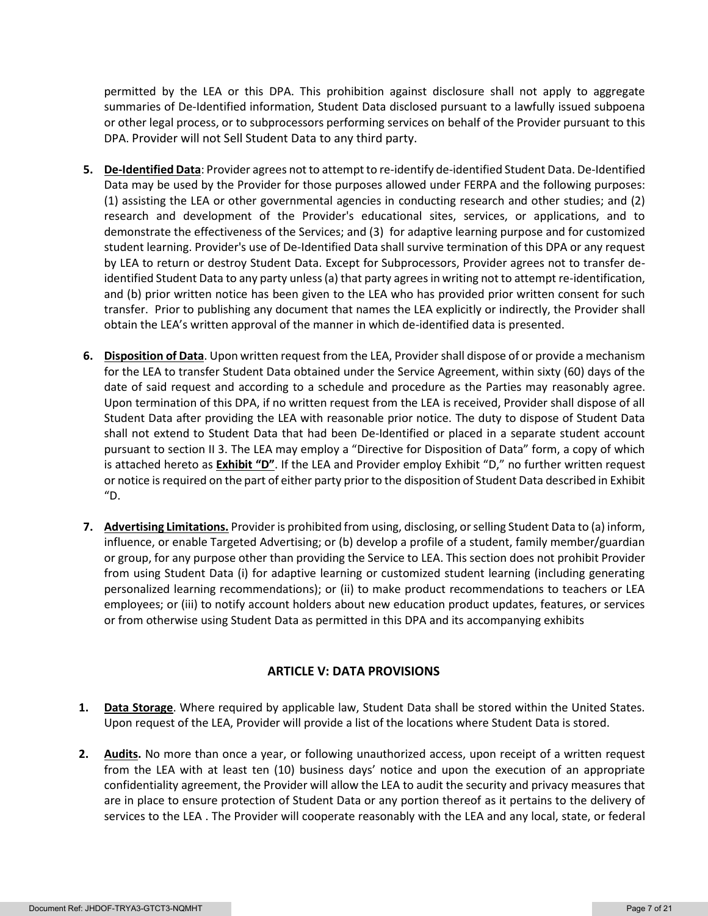permitted by the LEA or this DPA. This prohibition against disclosure shall not apply to aggregate summaries of De-Identified information, Student Data disclosed pursuant to a lawfully issued subpoena or other legal process, or to subprocessors performing services on behalf of the Provider pursuant to this DPA. Provider will not Sell Student Data to any third party.

5. **De-Identified Data**: Provider agrees not to attempt to re-identify de-identified Student Data. De-Identified Data may be used by the Provider for those purposes allowed under FERPA and the following purposes: (1) assisting the LEA or other governmental agencies in conducting research and other studies; and (2) research and development of the Provider's educational sites, services, or applications, and to demonstrate the effectiveness of the Services; and (3) for adaptive learning purpose and for customized student learning. Provider's use of De-Identified Data shall survive termination of this DPA or any request by LEA to return or destroy Student Data. Except for Subprocessors, Provider agrees not to transfer de-identified Student Data to any party unless (a) that party agrees in writing not to attempt re-identification, and (b) prior written notice has been given to the LEA who has provided prior written consent for such transfer. Prior to publishing any document that names the LEA explicitly or indirectly, the Provider shall obtain the LEA's written approval of the manner in which de-identified data is presented.

6. **Disposition of Data**. Upon written request from the LEA, Provider shall dispose of or provide a mechanism for the LEA to transfer Student Data obtained under the Service Agreement, within sixty (60) days of the date of said request and according to a schedule and procedure as the Parties may reasonably agree. Upon termination of this DPA, if no written request from the LEA is received, Provider shall dispose of all Student Data after providing the LEA with reasonable prior notice. The duty to dispose of Student Data shall not extend to Student Data that had been De-Identified or placed in a separate student account pursuant to section II 3. The LEA may employ a "Directive for Disposition of Data" form, a copy of which is attached hereto as **Exhibit "D"**. If the LEA and Provider employ Exhibit "D," no further written request or notice is required on the part of either party prior to the disposition of Student Data described in Exhibit "D.

7. **Advertising Limitations.** Provider is prohibited from using, disclosing, or selling Student Data to (a) inform, influence, or enable Targeted Advertising; or (b) develop a profile of a student, family member/guardian or group, for any purpose other than providing the Service to LEA. This section does not prohibit Provider from using Student Data (i) for adaptive learning or customized student learning (including generating personalized learning recommendations); or (ii) to make product recommendations to teachers or LEA employees; or (iii) to notify account holders about new education product updates, features, or services or from otherwise using Student Data as permitted in this DPA and its accompanying exhibits

## ARTICLE V: DATA PROVISIONS

1. **Data Storage**. Where required by applicable law, Student Data shall be stored within the United States. Upon request of the LEA, Provider will provide a list of the locations where Student Data is stored.

2. **Audits.** No more than once a year, or following unauthorized access, upon receipt of a written request from the LEA with at least ten (10) business days' notice and upon the execution of an appropriate confidentiality agreement, the Provider will allow the LEA to audit the security and privacy measures that are in place to ensure protection of Student Data or any portion thereof as it pertains to the delivery of services to the LEA . The Provider will cooperate reasonably with the LEA and any local, state, or federal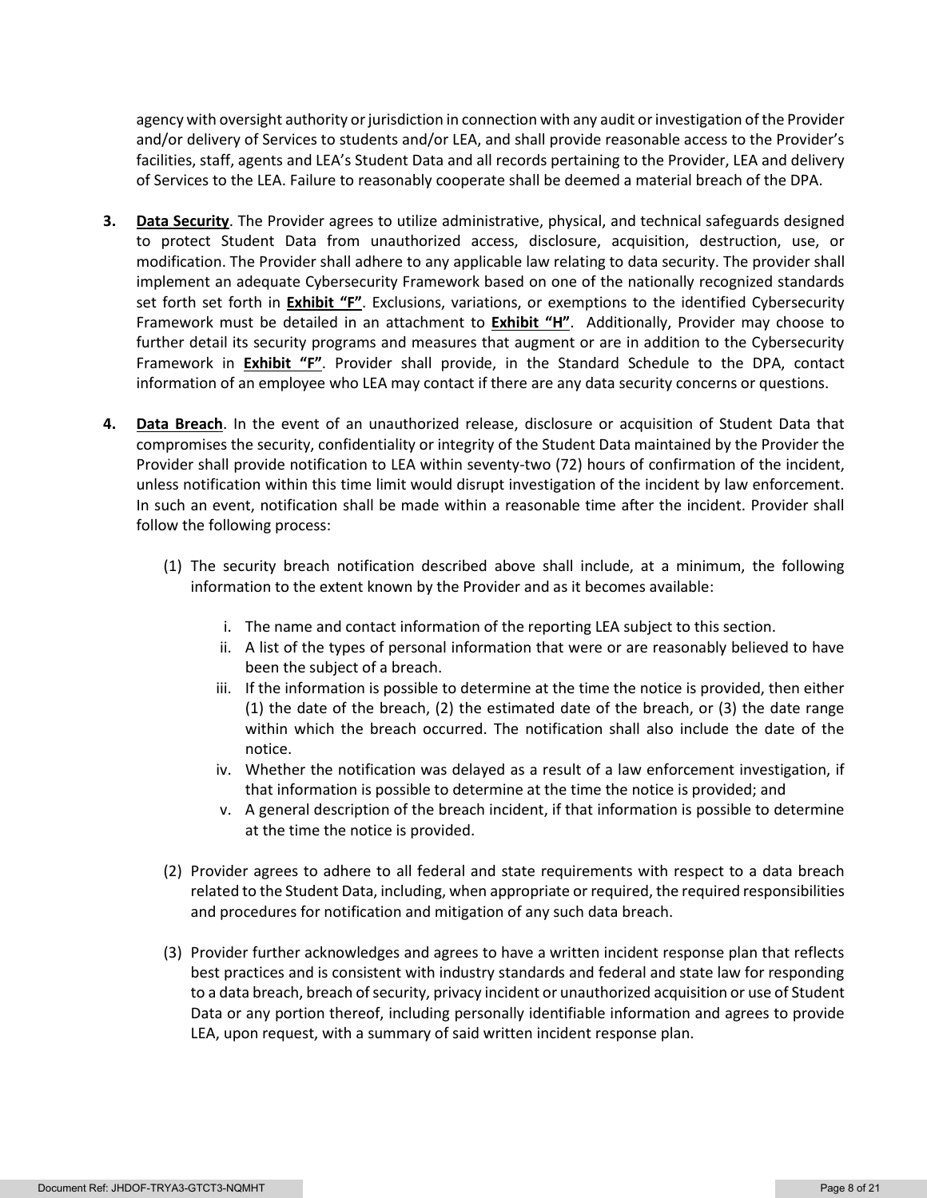agency with oversight authority or jurisdiction in connection with any audit or investigation of the Provider and/or delivery of Services to students and/or LEA, and shall provide reasonable access to the Provider's facilities, staff, agents and LEA's Student Data and all records pertaining to the Provider, LEA and delivery of Services to the LEA. Failure to reasonably cooperate shall be deemed a material breach of the DPA.

3. **Data Security**. The Provider agrees to utilize administrative, physical, and technical safeguards designed to protect Student Data from unauthorized access, disclosure, acquisition, destruction, use, or modification. The Provider shall adhere to any applicable law relating to data security. The provider shall implement an adequate Cybersecurity Framework based on one of the nationally recognized standards set forth set forth in **Exhibit "F"**. Exclusions, variations, or exemptions to the identified Cybersecurity Framework must be detailed in an attachment to **Exhibit "H"**. Additionally, Provider may choose to further detail its security programs and measures that augment or are in addition to the Cybersecurity Framework in **Exhibit "F"**. Provider shall provide, in the Standard Schedule to the DPA, contact information of an employee who LEA may contact if there are any data security concerns or questions.

4. **Data Breach**. In the event of an unauthorized release, disclosure or acquisition of Student Data that compromises the security, confidentiality or integrity of the Student Data maintained by the Provider the Provider shall provide notification to LEA within seventy-two (72) hours of confirmation of the incident, unless notification within this time limit would disrupt investigation of the incident by law enforcement. In such an event, notification shall be made within a reasonable time after the incident. Provider shall follow the following process:

   (1) The security breach notification described above shall include, at a minimum, the following information to the extent known by the Provider and as it becomes available:

      i. The name and contact information of the reporting LEA subject to this section.
      ii. A list of the types of personal information that were or are reasonably believed to have been the subject of a breach.
      iii. If the information is possible to determine at the time the notice is provided, then either (1) the date of the breach, (2) the estimated date of the breach, or (3) the date range within which the breach occurred. The notification shall also include the date of the notice.
      iv. Whether the notification was delayed as a result of a law enforcement investigation, if that information is possible to determine at the time the notice is provided; and
      v. A general description of the breach incident, if that information is possible to determine at the time the notice is provided.

   (2) Provider agrees to adhere to all federal and state requirements with respect to a data breach related to the Student Data, including, when appropriate or required, the required responsibilities and procedures for notification and mitigation of any such data breach.

   (3) Provider further acknowledges and agrees to have a written incident response plan that reflects best practices and is consistent with industry standards and federal and state law for responding to a data breach, breach of security, privacy incident or unauthorized acquisition or use of Student Data or any portion thereof, including personally identifiable information and agrees to provide LEA, upon request, with a summary of said written incident response plan.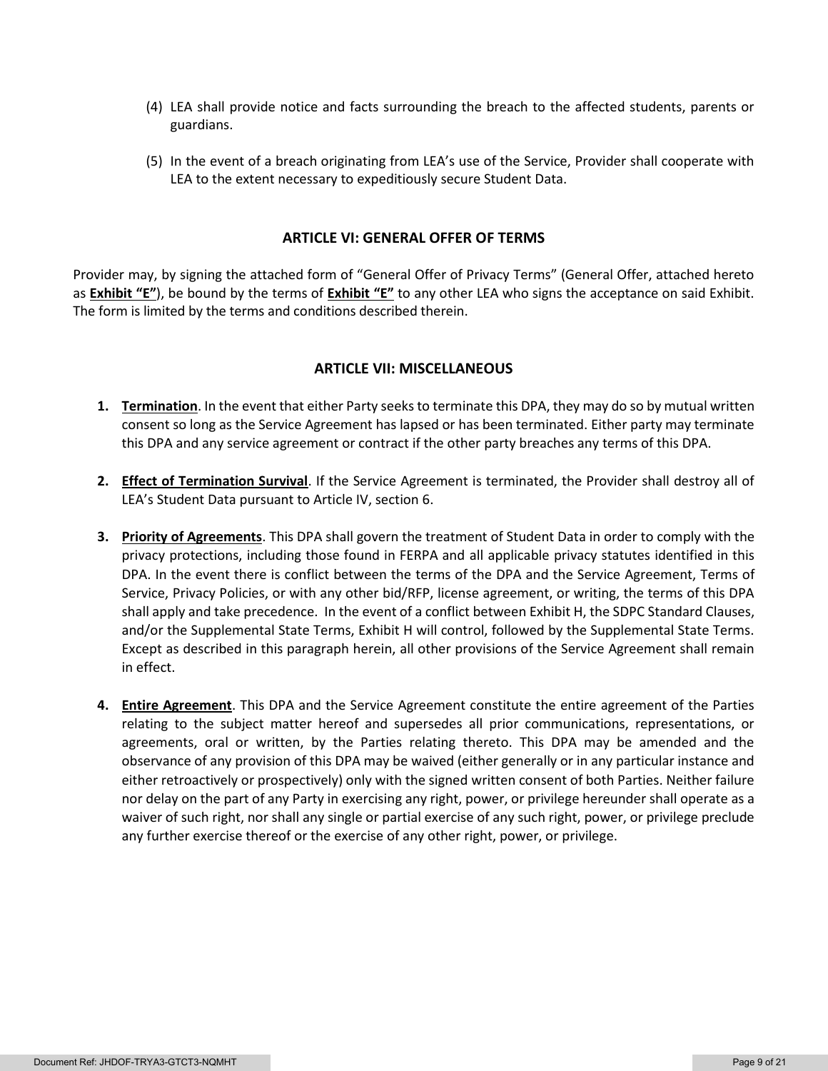(4) LEA shall provide notice and facts surrounding the breach to the affected students, parents or guardians.

(5) In the event of a breach originating from LEA's use of the Service, Provider shall cooperate with LEA to the extent necessary to expeditiously secure Student Data.

## ARTICLE VI: GENERAL OFFER OF TERMS

Provider may, by signing the attached form of "General Offer of Privacy Terms" (General Offer, attached hereto as **Exhibit "E"**), be bound by the terms of **Exhibit "E"** to any other LEA who signs the acceptance on said Exhibit. The form is limited by the terms and conditions described therein.

## ARTICLE VII: MISCELLANEOUS

1. **Termination**. In the event that either Party seeks to terminate this DPA, they may do so by mutual written consent so long as the Service Agreement has lapsed or has been terminated. Either party may terminate this DPA and any service agreement or contract if the other party breaches any terms of this DPA.

2. **Effect of Termination Survival**. If the Service Agreement is terminated, the Provider shall destroy all of LEA's Student Data pursuant to Article IV, section 6.

3. **Priority of Agreements**. This DPA shall govern the treatment of Student Data in order to comply with the privacy protections, including those found in FERPA and all applicable privacy statutes identified in this DPA. In the event there is conflict between the terms of the DPA and the Service Agreement, Terms of Service, Privacy Policies, or with any other bid/RFP, license agreement, or writing, the terms of this DPA shall apply and take precedence. In the event of a conflict between Exhibit H, the SDPC Standard Clauses, and/or the Supplemental State Terms, Exhibit H will control, followed by the Supplemental State Terms. Except as described in this paragraph herein, all other provisions of the Service Agreement shall remain in effect.

4. **Entire Agreement**. This DPA and the Service Agreement constitute the entire agreement of the Parties relating to the subject matter hereof and supersedes all prior communications, representations, or agreements, oral or written, by the Parties relating thereto. This DPA may be amended and the observance of any provision of this DPA may be waived (either generally or in any particular instance and either retroactively or prospectively) only with the signed written consent of both Parties. Neither failure nor delay on the part of any Party in exercising any right, power, or privilege hereunder shall operate as a waiver of such right, nor shall any single or partial exercise of any such right, power, or privilege preclude any further exercise thereof or the exercise of any other right, power, or privilege.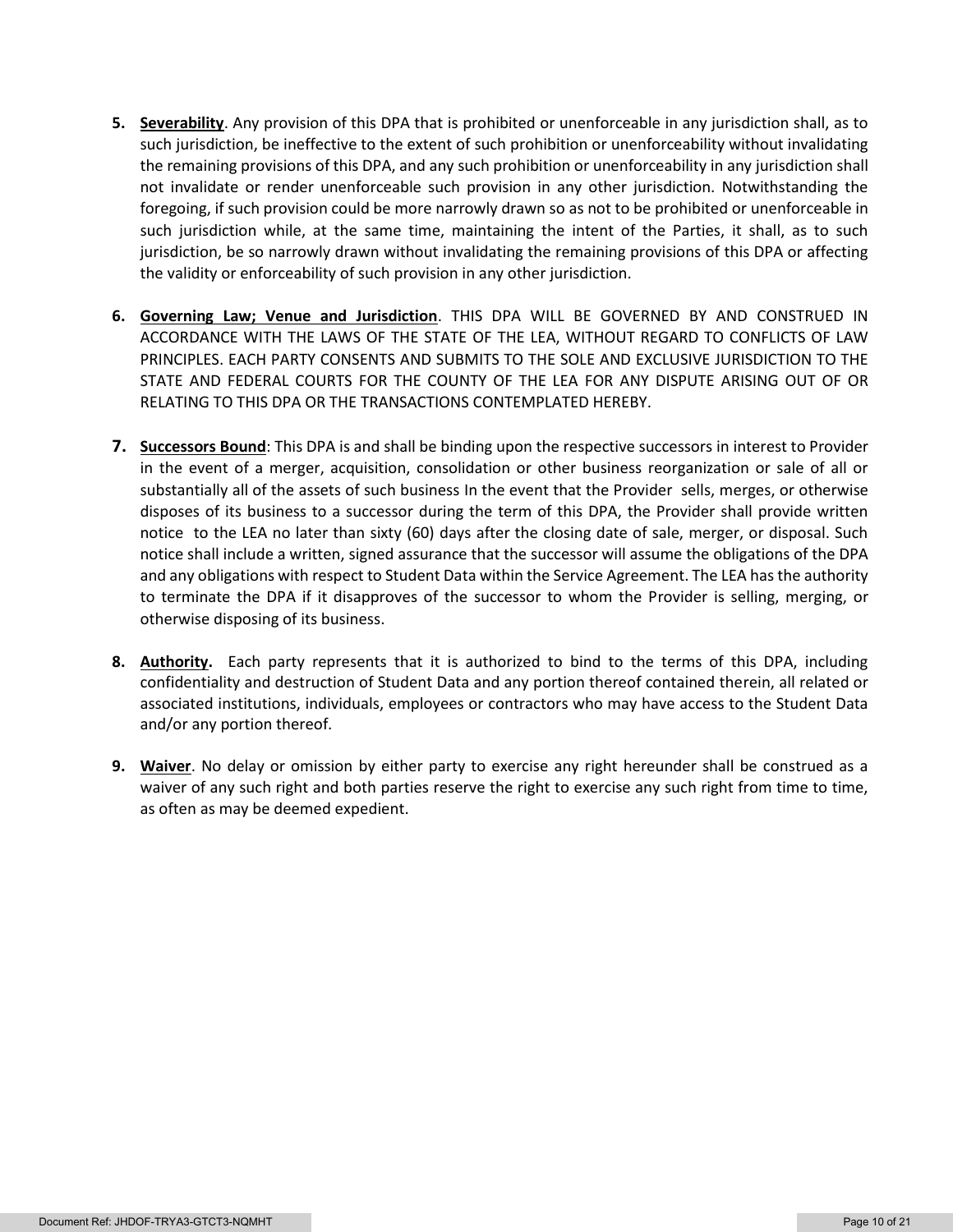5. **Severability**. Any provision of this DPA that is prohibited or unenforceable in any jurisdiction shall, as to such jurisdiction, be ineffective to the extent of such prohibition or unenforceability without invalidating the remaining provisions of this DPA, and any such prohibition or unenforceability in any jurisdiction shall not invalidate or render unenforceable such provision in any other jurisdiction. Notwithstanding the foregoing, if such provision could be more narrowly drawn so as not to be prohibited or unenforceable in such jurisdiction while, at the same time, maintaining the intent of the Parties, it shall, as to such jurisdiction, be so narrowly drawn without invalidating the remaining provisions of this DPA or affecting the validity or enforceability of such provision in any other jurisdiction.

6. **Governing Law; Venue and Jurisdiction**. THIS DPA WILL BE GOVERNED BY AND CONSTRUED IN ACCORDANCE WITH THE LAWS OF THE STATE OF THE LEA, WITHOUT REGARD TO CONFLICTS OF LAW PRINCIPLES. EACH PARTY CONSENTS AND SUBMITS TO THE SOLE AND EXCLUSIVE JURISDICTION TO THE STATE AND FEDERAL COURTS FOR THE COUNTY OF THE LEA FOR ANY DISPUTE ARISING OUT OF OR RELATING TO THIS DPA OR THE TRANSACTIONS CONTEMPLATED HEREBY.

7. **Successors Bound**: This DPA is and shall be binding upon the respective successors in interest to Provider in the event of a merger, acquisition, consolidation or other business reorganization or sale of all or substantially all of the assets of such business In the event that the Provider sells, merges, or otherwise disposes of its business to a successor during the term of this DPA, the Provider shall provide written notice to the LEA no later than sixty (60) days after the closing date of sale, merger, or disposal. Such notice shall include a written, signed assurance that the successor will assume the obligations of the DPA and any obligations with respect to Student Data within the Service Agreement. The LEA has the authority to terminate the DPA if it disapproves of the successor to whom the Provider is selling, merging, or otherwise disposing of its business.

8. **Authority.** Each party represents that it is authorized to bind to the terms of this DPA, including confidentiality and destruction of Student Data and any portion thereof contained therein, all related or associated institutions, individuals, employees or contractors who may have access to the Student Data and/or any portion thereof.

9. **Waiver**. No delay or omission by either party to exercise any right hereunder shall be construed as a waiver of any such right and both parties reserve the right to exercise any such right from time to time, as often as may be deemed expedient.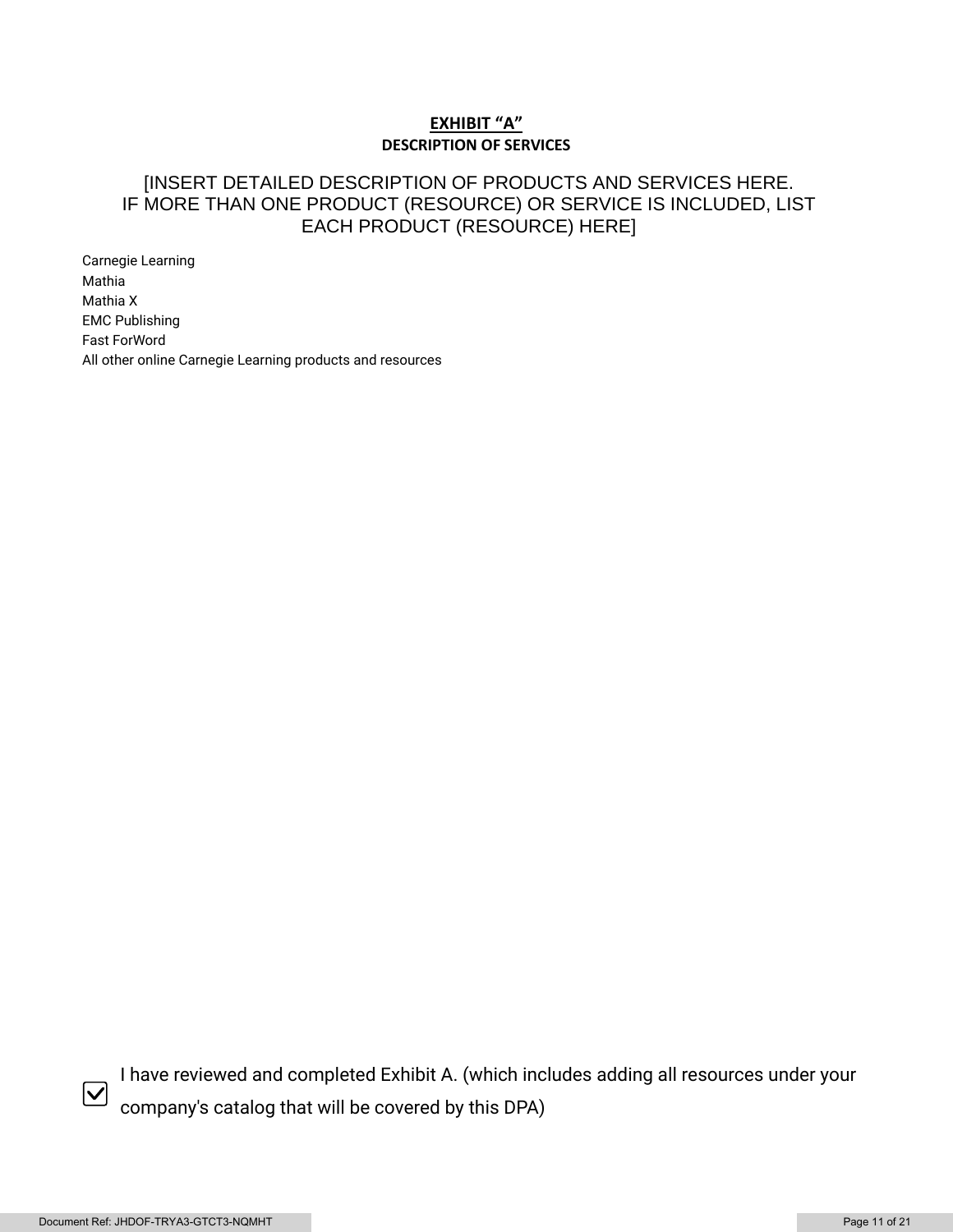# EXHIBIT "A"

## DESCRIPTION OF SERVICES

[INSERT DETAILED DESCRIPTION OF PRODUCTS AND SERVICES HERE. IF MORE THAN ONE PRODUCT (RESOURCE) OR SERVICE IS INCLUDED, LIST EACH PRODUCT (RESOURCE) HERE]

Carnegie Learning
Mathia
Mathia X
EMC Publishing
Fast ForWord
All other online Carnegie Learning products and resources

☑ I have reviewed and completed Exhibit A. (which includes adding all resources under your company's catalog that will be covered by this DPA)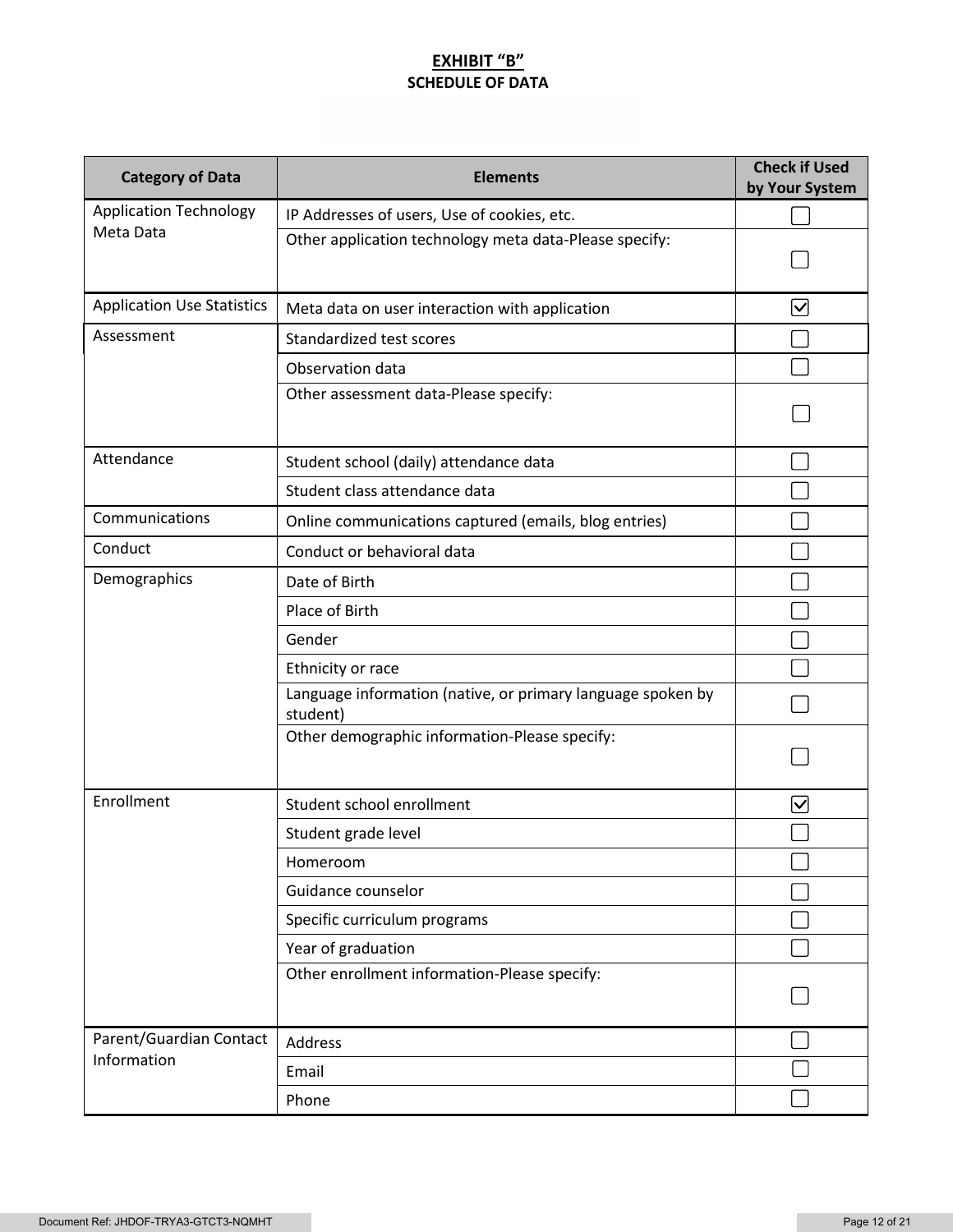**EXHIBIT "B"**

**SCHEDULE OF DATA**

| Category of Data | Elements | Check if Used by Your System |
|---|---|---|
| Application Technology Meta Data | IP Addresses of users, Use of cookies, etc. | ☐ |
| | Other application technology meta data-Please specify: | ☐ |
| Application Use Statistics | Meta data on user interaction with application | ☑ |
| Assessment | Standardized test scores | ☐ |
| | Observation data | ☐ |
| | Other assessment data-Please specify: | ☐ |
| Attendance | Student school (daily) attendance data | ☐ |
| | Student class attendance data | ☐ |
| Communications | Online communications captured (emails, blog entries) | ☐ |
| Conduct | Conduct or behavioral data | ☐ |
| Demographics | Date of Birth | ☐ |
| | Place of Birth | ☐ |
| | Gender | ☐ |
| | Ethnicity or race | ☐ |
| | Language information (native, or primary language spoken by student) | ☐ |
| | Other demographic information-Please specify: | ☐ |
| Enrollment | Student school enrollment | ☑ |
| | Student grade level | ☐ |
| | Homeroom | ☐ |
| | Guidance counselor | ☐ |
| | Specific curriculum programs | ☐ |
| | Year of graduation | ☐ |
| | Other enrollment information-Please specify: | ☐ |
| Parent/Guardian Contact Information | Address | ☐ |
| | Email | ☐ |
| | Phone | ☐ |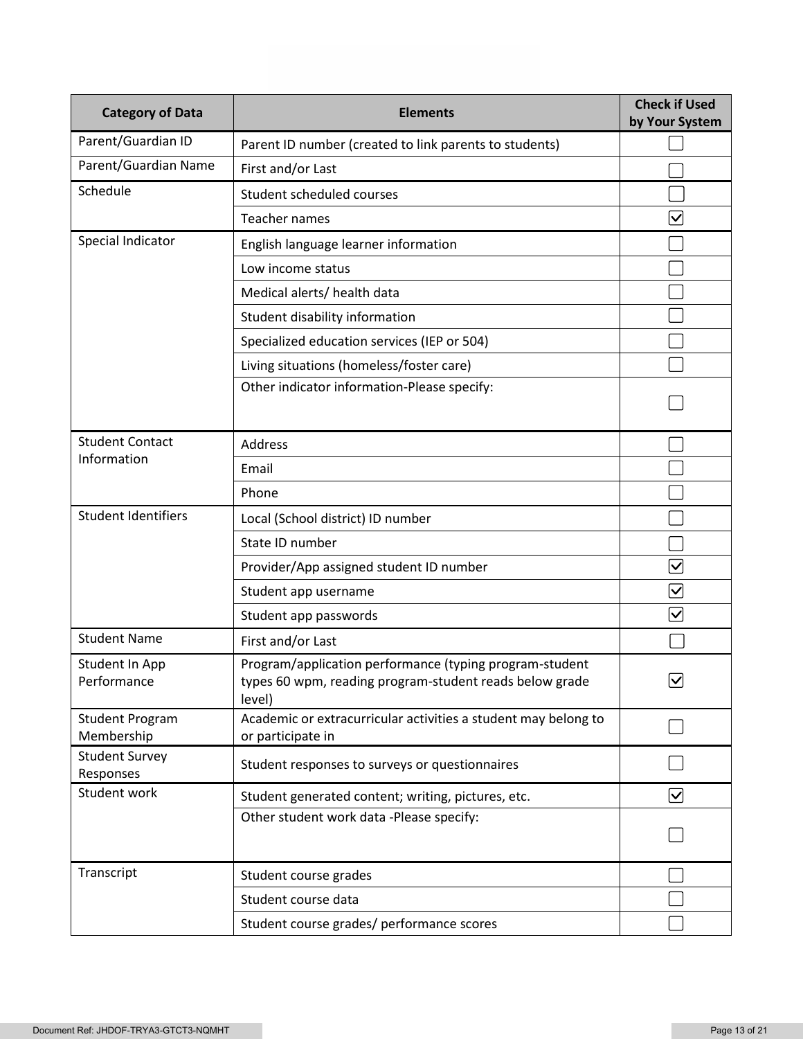| Category of Data | Elements | Check if Used by Your System |
|---|---|---|
| Parent/Guardian ID | Parent ID number (created to link parents to students) | ☐ |
| Parent/Guardian Name | First and/or Last | ☐ |
| Schedule | Student scheduled courses | ☐ |
| | Teacher names | ☑ |
| Special Indicator | English language learner information | ☐ |
| | Low income status | ☐ |
| | Medical alerts/ health data | ☐ |
| | Student disability information | ☐ |
| | Specialized education services (IEP or 504) | ☐ |
| | Living situations (homeless/foster care) | ☐ |
| | Other indicator information-Please specify: | ☐ |
| Student Contact Information | Address | ☐ |
| | Email | ☐ |
| | Phone | ☐ |
| Student Identifiers | Local (School district) ID number | ☐ |
| | State ID number | ☐ |
| | Provider/App assigned student ID number | ☑ |
| | Student app username | ☑ |
| | Student app passwords | ☑ |
| Student Name | First and/or Last | ☐ |
| Student In App Performance | Program/application performance (typing program-student types 60 wpm, reading program-student reads below grade level) | ☑ |
| Student Program Membership | Academic or extracurricular activities a student may belong to or participate in | ☐ |
| Student Survey Responses | Student responses to surveys or questionnaires | ☐ |
| Student work | Student generated content; writing, pictures, etc. | ☑ |
| | Other student work data -Please specify: | ☐ |
| Transcript | Student course grades | ☐ |
| | Student course data | ☐ |
| | Student course grades/ performance scores | ☐ |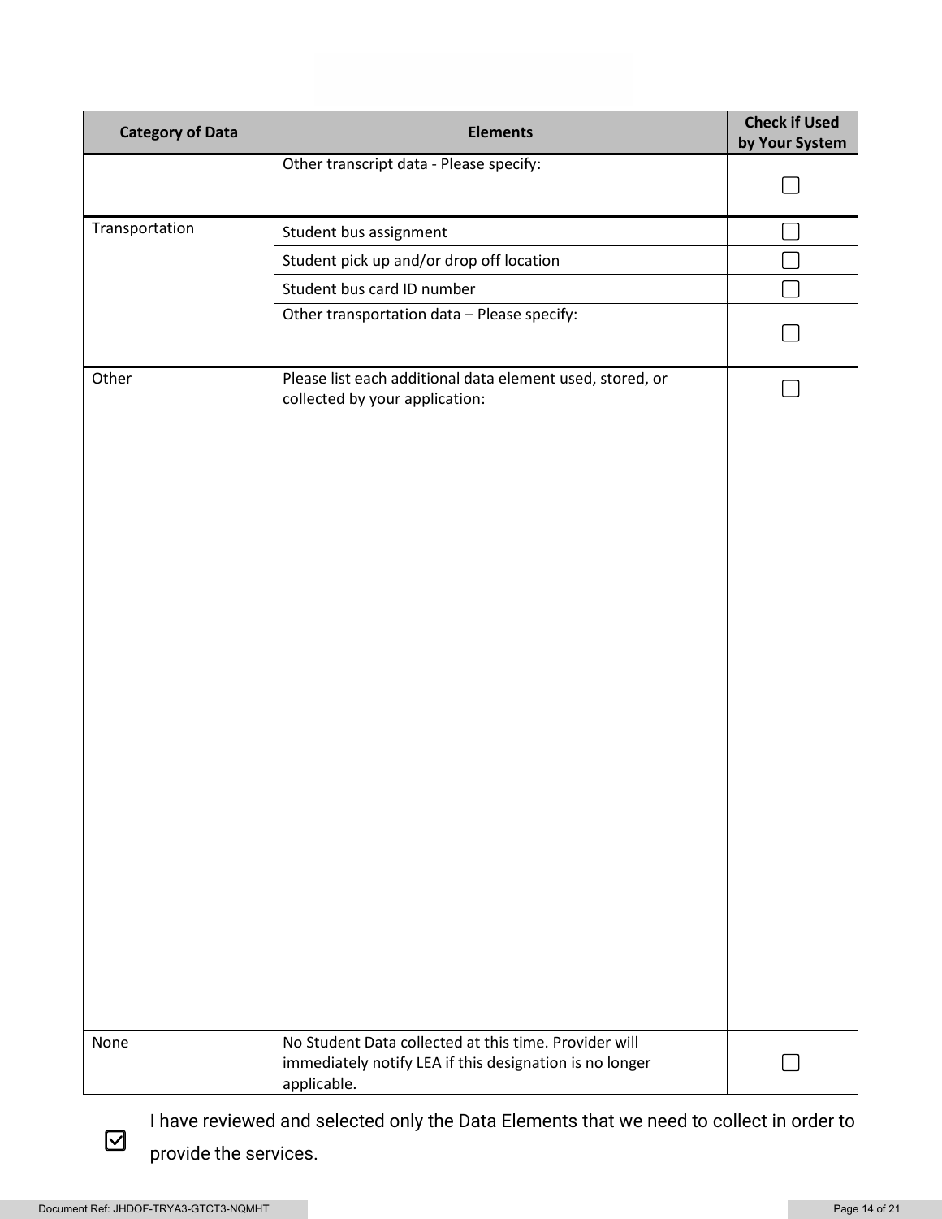| Category of Data | Elements | Check if Used by Your System |
|---|---|---|
| | Other transcript data - Please specify: | ☐ |
| Transportation | Student bus assignment | ☐ |
| | Student pick up and/or drop off location | ☐ |
| | Student bus card ID number | ☐ |
| | Other transportation data – Please specify: | ☐ |
| Other | Please list each additional data element used, stored, or collected by your application: | ☐ |
| None | No Student Data collected at this time. Provider will immediately notify LEA if this designation is no longer applicable. | ☐ |

☑ I have reviewed and selected only the Data Elements that we need to collect in order to provide the services.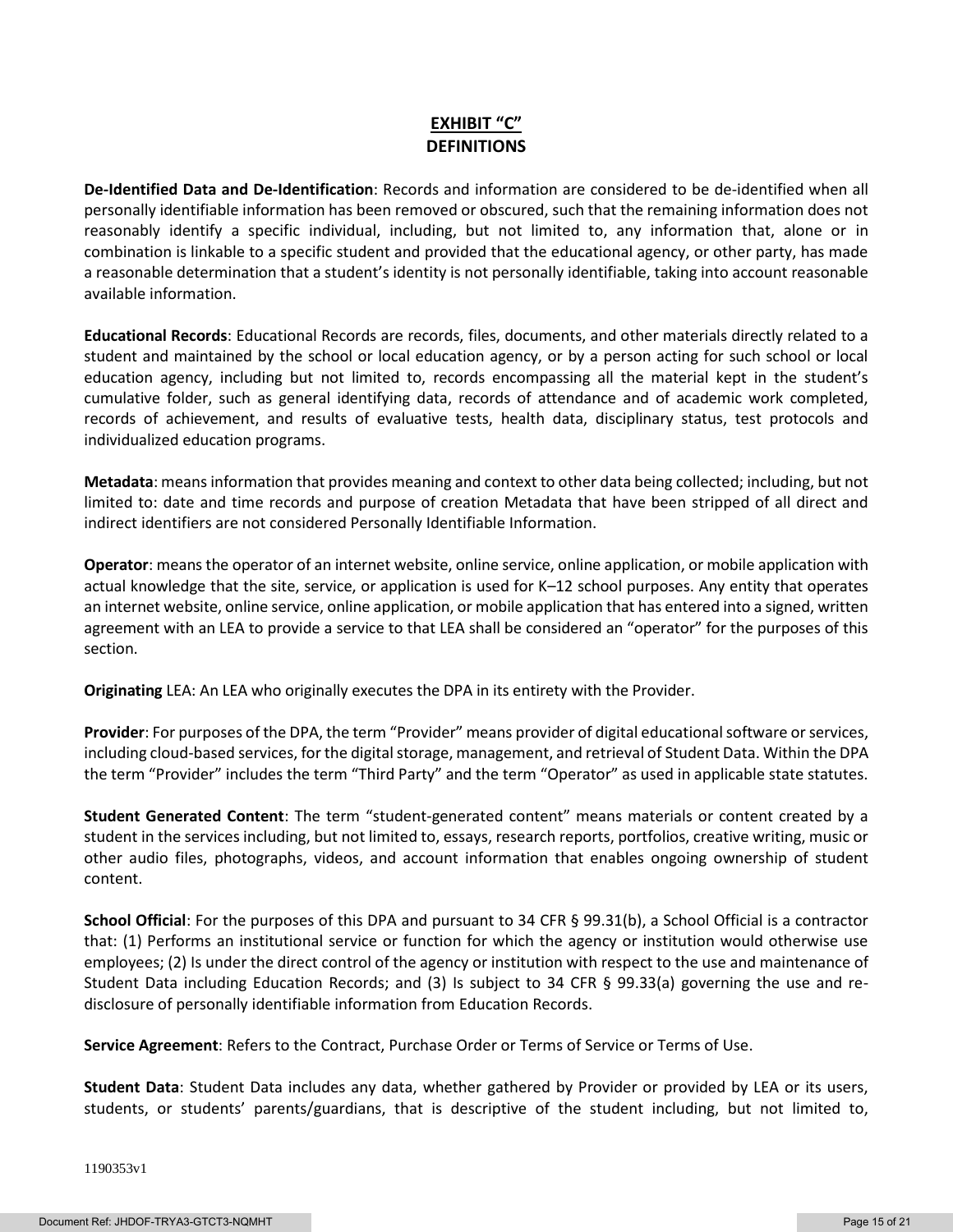# EXHIBIT "C"
## DEFINITIONS

**De-Identified Data and De-Identification**: Records and information are considered to be de-identified when all personally identifiable information has been removed or obscured, such that the remaining information does not reasonably identify a specific individual, including, but not limited to, any information that, alone or in combination is linkable to a specific student and provided that the educational agency, or other party, has made a reasonable determination that a student's identity is not personally identifiable, taking into account reasonable available information.

**Educational Records**: Educational Records are records, files, documents, and other materials directly related to a student and maintained by the school or local education agency, or by a person acting for such school or local education agency, including but not limited to, records encompassing all the material kept in the student's cumulative folder, such as general identifying data, records of attendance and of academic work completed, records of achievement, and results of evaluative tests, health data, disciplinary status, test protocols and individualized education programs.

**Metadata**: means information that provides meaning and context to other data being collected; including, but not limited to: date and time records and purpose of creation Metadata that have been stripped of all direct and indirect identifiers are not considered Personally Identifiable Information.

**Operator**: means the operator of an internet website, online service, online application, or mobile application with actual knowledge that the site, service, or application is used for K–12 school purposes. Any entity that operates an internet website, online service, online application, or mobile application that has entered into a signed, written agreement with an LEA to provide a service to that LEA shall be considered an "operator" for the purposes of this section.

**Originating** LEA: An LEA who originally executes the DPA in its entirety with the Provider.

**Provider**: For purposes of the DPA, the term "Provider" means provider of digital educational software or services, including cloud-based services, for the digital storage, management, and retrieval of Student Data. Within the DPA the term "Provider" includes the term "Third Party" and the term "Operator" as used in applicable state statutes.

**Student Generated Content**: The term "student-generated content" means materials or content created by a student in the services including, but not limited to, essays, research reports, portfolios, creative writing, music or other audio files, photographs, videos, and account information that enables ongoing ownership of student content.

**School Official**: For the purposes of this DPA and pursuant to 34 CFR § 99.31(b), a School Official is a contractor that: (1) Performs an institutional service or function for which the agency or institution would otherwise use employees; (2) Is under the direct control of the agency or institution with respect to the use and maintenance of Student Data including Education Records; and (3) Is subject to 34 CFR § 99.33(a) governing the use and re-disclosure of personally identifiable information from Education Records.

**Service Agreement**: Refers to the Contract, Purchase Order or Terms of Service or Terms of Use.

**Student Data**: Student Data includes any data, whether gathered by Provider or provided by LEA or its users, students, or students' parents/guardians, that is descriptive of the student including, but not limited to,

1190353v1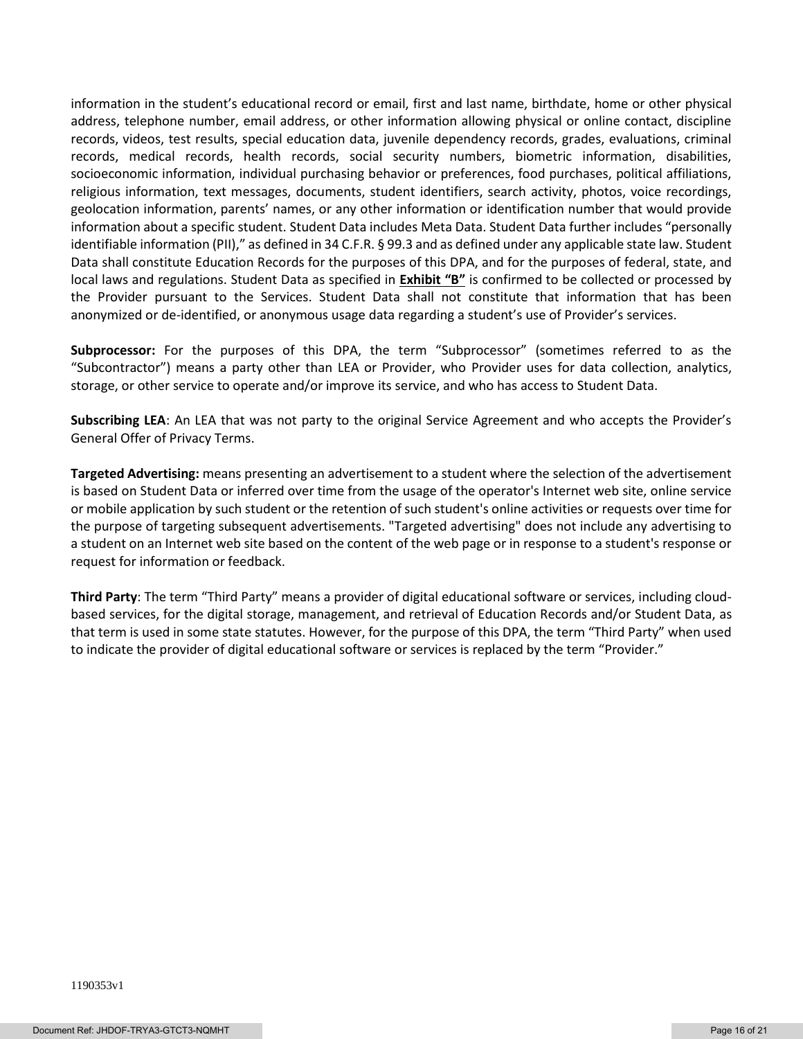information in the student's educational record or email, first and last name, birthdate, home or other physical address, telephone number, email address, or other information allowing physical or online contact, discipline records, videos, test results, special education data, juvenile dependency records, grades, evaluations, criminal records, medical records, health records, social security numbers, biometric information, disabilities, socioeconomic information, individual purchasing behavior or preferences, food purchases, political affiliations, religious information, text messages, documents, student identifiers, search activity, photos, voice recordings, geolocation information, parents' names, or any other information or identification number that would provide information about a specific student. Student Data includes Meta Data. Student Data further includes "personally identifiable information (PII)," as defined in 34 C.F.R. § 99.3 and as defined under any applicable state law. Student Data shall constitute Education Records for the purposes of this DPA, and for the purposes of federal, state, and local laws and regulations. Student Data as specified in **Exhibit "B"** is confirmed to be collected or processed by the Provider pursuant to the Services. Student Data shall not constitute that information that has been anonymized or de-identified, or anonymous usage data regarding a student's use of Provider's services.

**Subprocessor:** For the purposes of this DPA, the term "Subprocessor" (sometimes referred to as the "Subcontractor") means a party other than LEA or Provider, who Provider uses for data collection, analytics, storage, or other service to operate and/or improve its service, and who has access to Student Data.

**Subscribing LEA**: An LEA that was not party to the original Service Agreement and who accepts the Provider's General Offer of Privacy Terms.

**Targeted Advertising:** means presenting an advertisement to a student where the selection of the advertisement is based on Student Data or inferred over time from the usage of the operator's Internet web site, online service or mobile application by such student or the retention of such student's online activities or requests over time for the purpose of targeting subsequent advertisements. "Targeted advertising" does not include any advertising to a student on an Internet web site based on the content of the web page or in response to a student's response or request for information or feedback.

**Third Party**: The term "Third Party" means a provider of digital educational software or services, including cloud-based services, for the digital storage, management, and retrieval of Education Records and/or Student Data, as that term is used in some state statutes. However, for the purpose of this DPA, the term "Third Party" when used to indicate the provider of digital educational software or services is replaced by the term "Provider."

1190353v1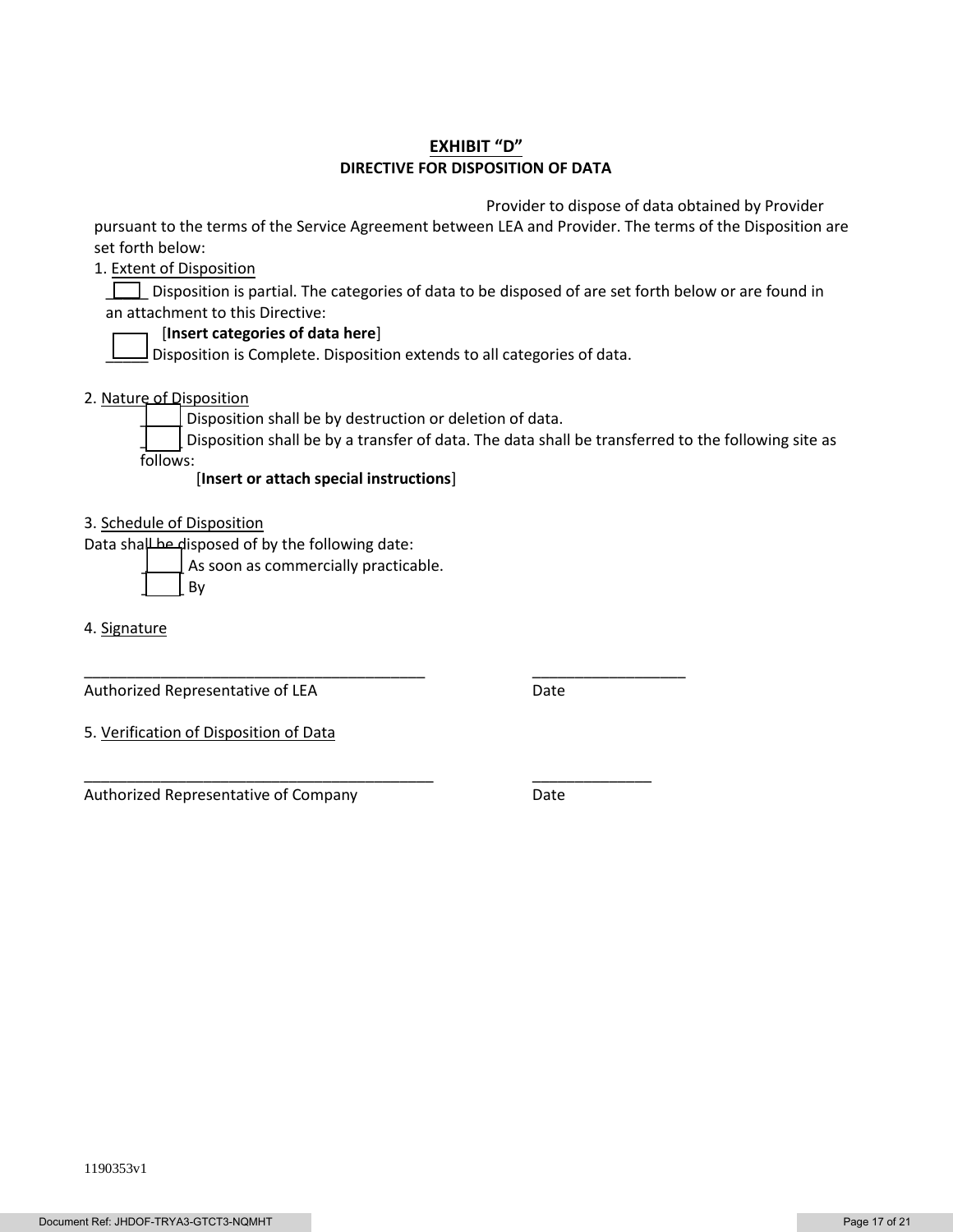# EXHIBIT "D"

## DIRECTIVE FOR DISPOSITION OF DATA

Provider to dispose of data obtained by Provider pursuant to the terms of the Service Agreement between LEA and Provider. The terms of the Disposition are set forth below:

1. Extent of Disposition

☐ Disposition is partial. The categories of data to be disposed of are set forth below or are found in an attachment to this Directive:

[**Insert categories of data here**]

☐ Disposition is Complete. Disposition extends to all categories of data.

2. Nature of Disposition

☐ Disposition shall be by destruction or deletion of data.

☐ Disposition shall be by a transfer of data. The data shall be transferred to the following site as follows:

[**Insert or attach special instructions**]

3. Schedule of Disposition

Data shall be disposed of by the following date:

☐ As soon as commercially practicable.

☐ By

4. Signature

\_\_\_\_\_\_\_\_\_\_\_\_\_\_\_\_\_\_\_\_\_\_\_\_\_\_\_\_\_\_\_\_\_\_\_\_\_\_\_\_ &nbsp;&nbsp;&nbsp;&nbsp; \_\_\_\_\_\_\_\_\_\_\_\_\_\_\_\_\_\_

Authorized Representative of LEA &nbsp;&nbsp;&nbsp;&nbsp; Date

5. Verification of Disposition of Data

\_\_\_\_\_\_\_\_\_\_\_\_\_\_\_\_\_\_\_\_\_\_\_\_\_\_\_\_\_\_\_\_\_\_\_\_\_\_\_\_\_ &nbsp;&nbsp;&nbsp;&nbsp; \_\_\_\_\_\_\_\_\_\_\_\_\_\_

Authorized Representative of Company &nbsp;&nbsp;&nbsp;&nbsp; Date

1190353v1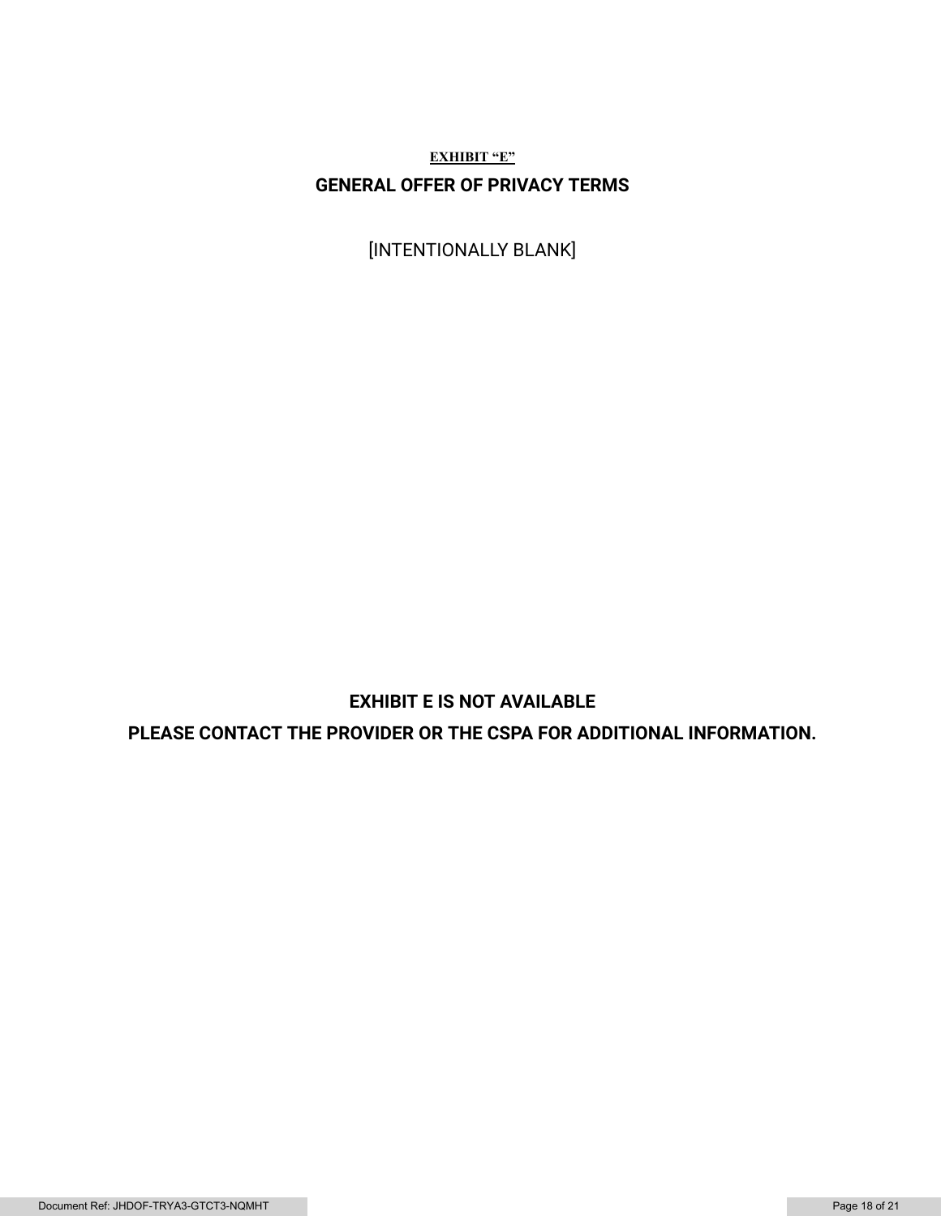**EXHIBIT "E"**

## GENERAL OFFER OF PRIVACY TERMS

[INTENTIONALLY BLANK]

**EXHIBIT E IS NOT AVAILABLE**

**PLEASE CONTACT THE PROVIDER OR THE CSPA FOR ADDITIONAL INFORMATION.**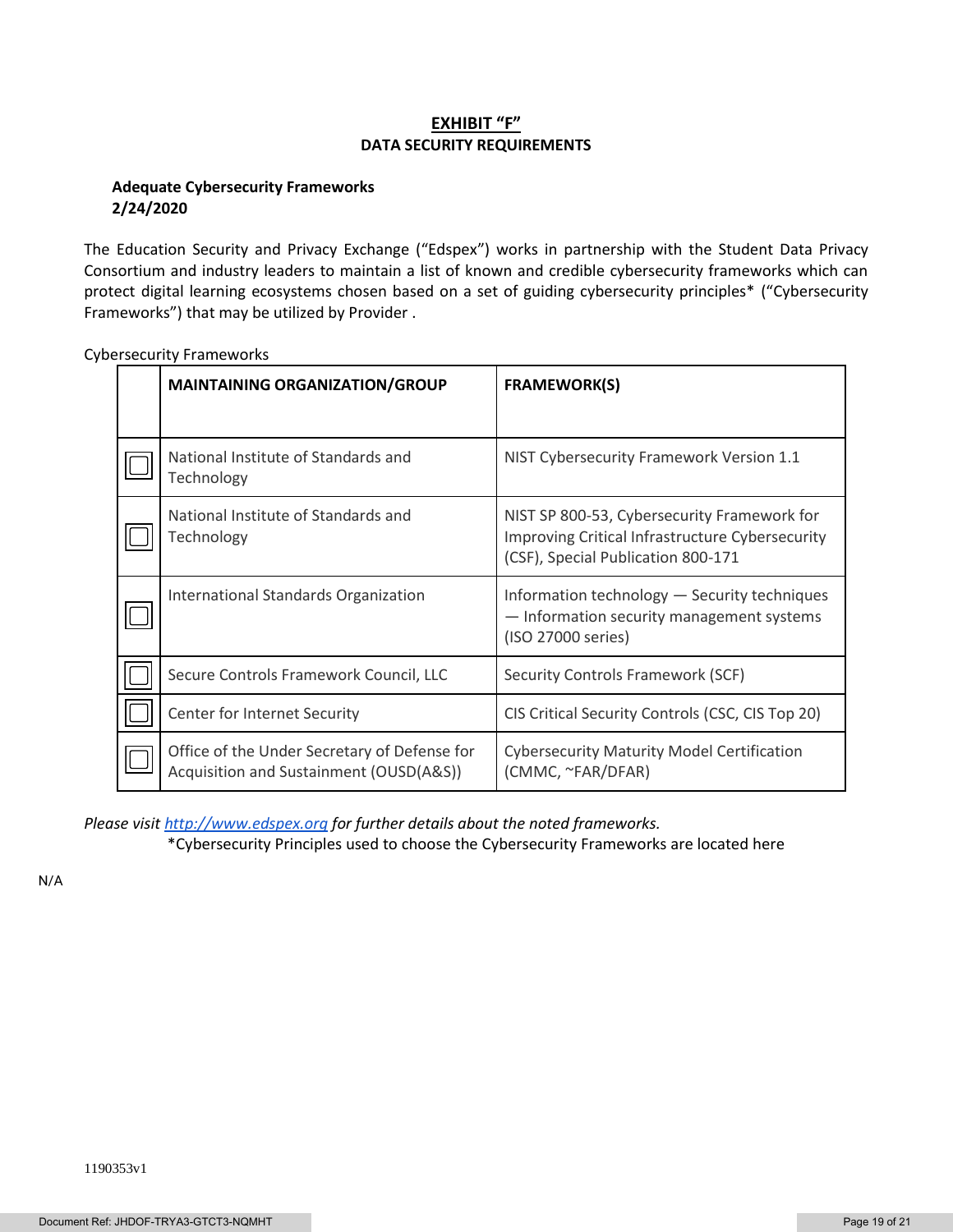# EXHIBIT "F"

## DATA SECURITY REQUIREMENTS

**Adequate Cybersecurity Frameworks**
**2/24/2020**

The Education Security and Privacy Exchange ("Edspex") works in partnership with the Student Data Privacy Consortium and industry leaders to maintain a list of known and credible cybersecurity frameworks which can protect digital learning ecosystems chosen based on a set of guiding cybersecurity principles* ("Cybersecurity Frameworks") that may be utilized by Provider .

Cybersecurity Frameworks

| | **MAINTAINING ORGANIZATION/GROUP** | **FRAMEWORK(S)** |
|---|---|---|
| ☐ | National Institute of Standards and Technology | NIST Cybersecurity Framework Version 1.1 |
| ☐ | National Institute of Standards and Technology | NIST SP 800-53, Cybersecurity Framework for Improving Critical Infrastructure Cybersecurity (CSF), Special Publication 800-171 |
| ☐ | International Standards Organization | Information technology — Security techniques — Information security management systems (ISO 27000 series) |
| ☐ | Secure Controls Framework Council, LLC | Security Controls Framework (SCF) |
| ☐ | Center for Internet Security | CIS Critical Security Controls (CSC, CIS Top 20) |
| ☐ | Office of the Under Secretary of Defense for Acquisition and Sustainment (OUSD(A&S)) | Cybersecurity Maturity Model Certification (CMMC, ~FAR/DFAR) |

*Please visit [http://www.edspex.org](http://www.edspex.org) for further details about the noted frameworks.*

*Cybersecurity Principles used to choose the Cybersecurity Frameworks are located here

N/A

1190353v1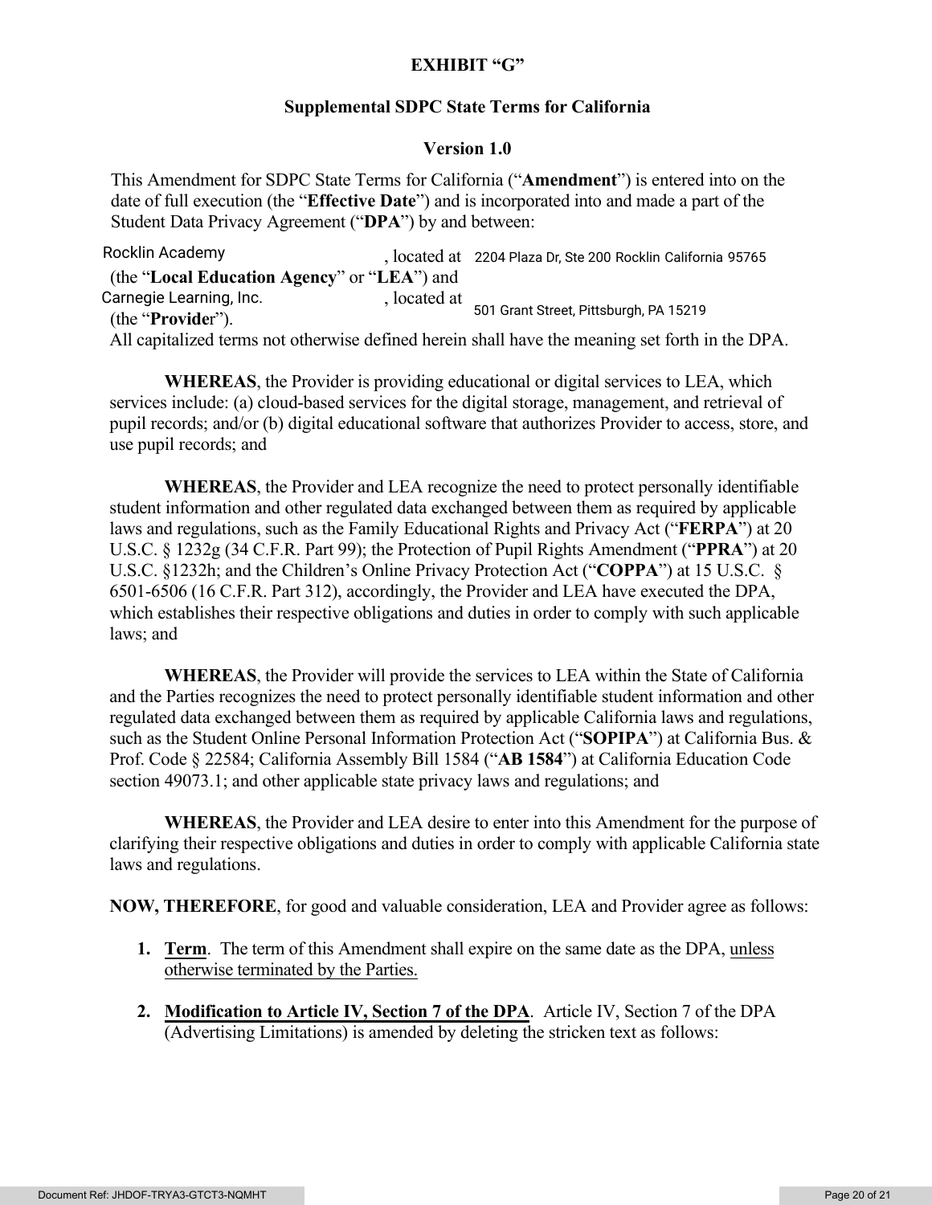**EXHIBIT "G"**

**Supplemental SDPC State Terms for California**

**Version 1.0**

This Amendment for SDPC State Terms for California ("**Amendment**") is entered into on the date of full execution (the "**Effective Date**") and is incorporated into and made a part of the Student Data Privacy Agreement ("**DPA**") by and between:

Rocklin Academy, located at 2204 Plaza Dr, Ste 200 Rocklin California 95765 (the "**Local Education Agency**" or "**LEA**") and Carnegie Learning, Inc., located at 501 Grant Street, Pittsburgh, PA 15219 (the "**Provider**").

All capitalized terms not otherwise defined herein shall have the meaning set forth in the DPA.

**WHEREAS**, the Provider is providing educational or digital services to LEA, which services include: (a) cloud-based services for the digital storage, management, and retrieval of pupil records; and/or (b) digital educational software that authorizes Provider to access, store, and use pupil records; and

**WHEREAS**, the Provider and LEA recognize the need to protect personally identifiable student information and other regulated data exchanged between them as required by applicable laws and regulations, such as the Family Educational Rights and Privacy Act ("**FERPA**") at 20 U.S.C. § 1232g (34 C.F.R. Part 99); the Protection of Pupil Rights Amendment ("**PPRA**") at 20 U.S.C. §1232h; and the Children's Online Privacy Protection Act ("**COPPA**") at 15 U.S.C. § 6501-6506 (16 C.F.R. Part 312), accordingly, the Provider and LEA have executed the DPA, which establishes their respective obligations and duties in order to comply with such applicable laws; and

**WHEREAS**, the Provider will provide the services to LEA within the State of California and the Parties recognizes the need to protect personally identifiable student information and other regulated data exchanged between them as required by applicable California laws and regulations, such as the Student Online Personal Information Protection Act ("**SOPIPA**") at California Bus. & Prof. Code § 22584; California Assembly Bill 1584 ("**AB 1584**") at California Education Code section 49073.1; and other applicable state privacy laws and regulations; and

**WHEREAS**, the Provider and LEA desire to enter into this Amendment for the purpose of clarifying their respective obligations and duties in order to comply with applicable California state laws and regulations.

**NOW, THEREFORE**, for good and valuable consideration, LEA and Provider agree as follows:

1. **Term**. The term of this Amendment shall expire on the same date as the DPA, unless otherwise terminated by the Parties.

2. **Modification to Article IV, Section 7 of the DPA**. Article IV, Section 7 of the DPA (Advertising Limitations) is amended by deleting the stricken text as follows: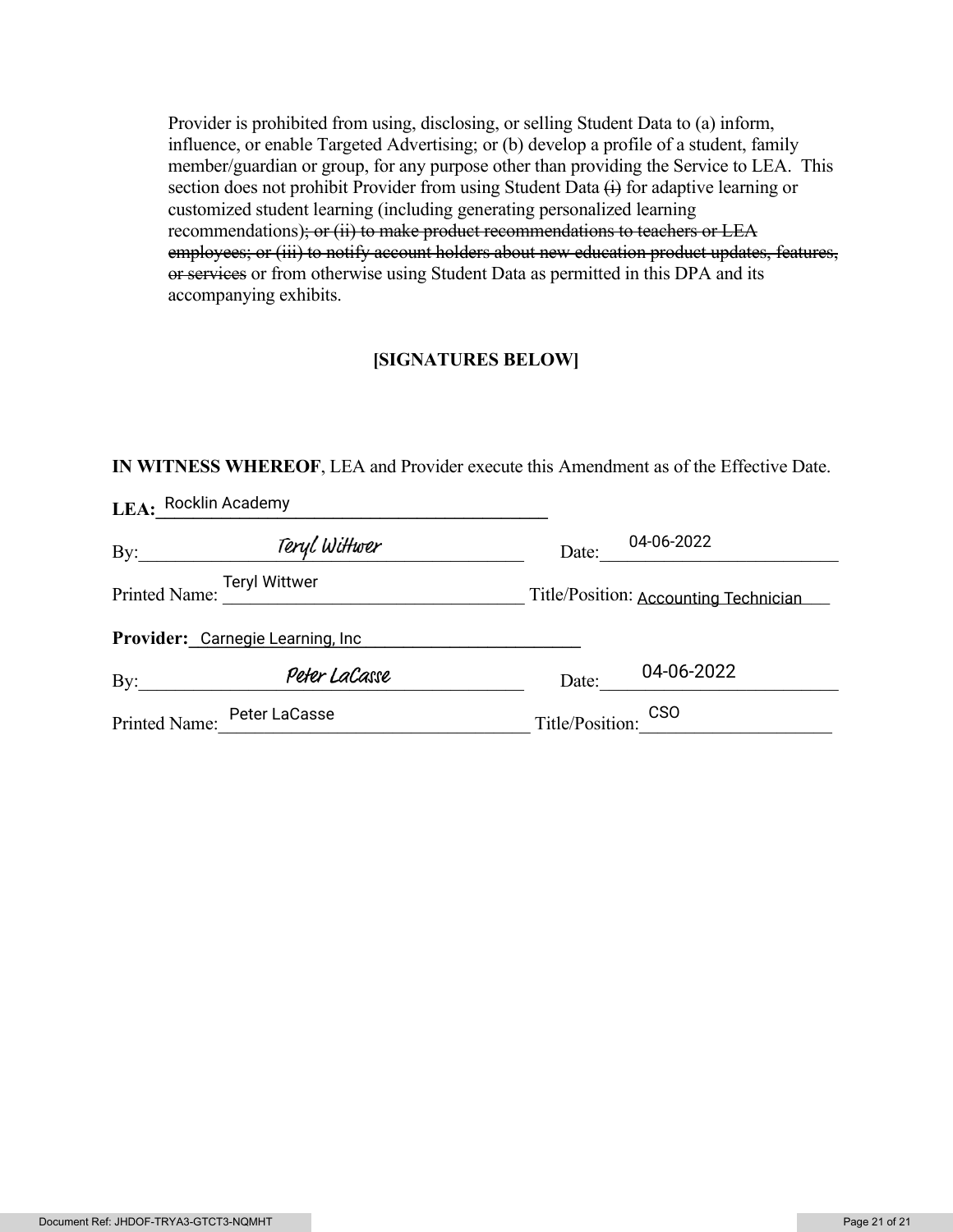Provider is prohibited from using, disclosing, or selling Student Data to (a) inform, influence, or enable Targeted Advertising; or (b) develop a profile of a student, family member/guardian or group, for any purpose other than providing the Service to LEA. This section does not prohibit Provider from using Student Data ~~(i)~~ for adaptive learning or customized student learning (including generating personalized learning recommendations)~~; or (ii) to make product recommendations to teachers or LEA employees; or (iii) to notify account holders about new education product updates, features, or services~~ or from otherwise using Student Data as permitted in this DPA and its accompanying exhibits.

**[SIGNATURES BELOW]**

**IN WITNESS WHEREOF**, LEA and Provider execute this Amendment as of the Effective Date.

**LEA:** Rocklin Academy

By: *Teryl Wittwer* Date: 04-06-2022

Printed Name: Teryl Wittwer Title/Position: Accounting Technician

**Provider:** Carnegie Learning, Inc

By: *Peter LaCasse* Date: 04-06-2022

Printed Name: Peter LaCasse Title/Position: CSO